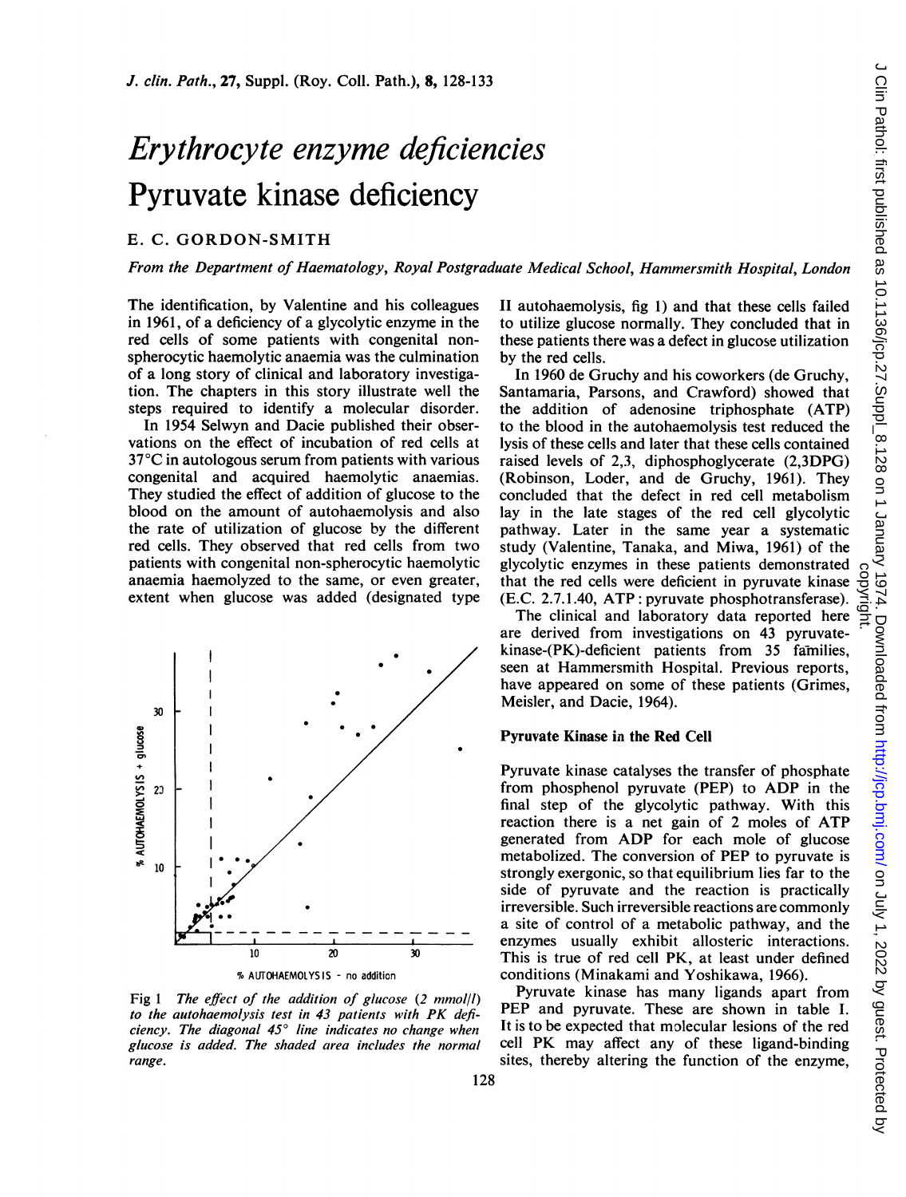# Erythrocyte enzyme deficiencies

# Pyruvate kinase deficiency

## E. C. GORDON-SMITH

*From the Department of Haematology, Royal Postgraduate Medical School, Hammersmith Hospital, London*

The identification, by Valentine and his colleagues in 1961, of a deficiency of a glycolytic enzyme in the red cells of some patients with congenital non-spherocytic haemolytic anaemia was the culmination of a long story of clinical and laboratory investigation. The chapters in this story illustrate well the steps required to identify a molecular disorder.

In 1954 Selwyn and Dacie published their observations on the effect of incubation of red cells at 37°C in autologous serum from patients with various congenital and acquired haemolytic anaemias. They studied the effect of addition of glucose to the blood on the amount of autohaemolysis and also the rate of utilization of glucose by the different red cells. They observed that red cells from two patients with congenital non-spherocytic haemolytic anaemia haemolyzed to the same, or even greater, extent when glucose was added (designated type II autohaemolysis, fig 1) and that these cells failed to utilize glucose normally. They concluded that in these patients there was a defect in glucose utilization by the red cells.

Fig 1 *The effect of the addition of glucose (2 mmol/l) to the autohaemolysis test in 43 patients with PK deficiency. The diagonal 45° line indicates no change when glucose is added. The shaded area includes the normal range.*

In 1960 de Gruchy and his coworkers (de Gruchy, Santamaria, Parsons, and Crawford) showed that the addition of adenosine triphosphate (ATP) to the blood in the autohaemolysis test reduced the lysis of these cells and later that these cells contained raised levels of 2,3, diphosphoglycerate (2,3DPG) (Robinson, Loder, and de Gruchy, 1961). They concluded that the defect in red cell metabolism lay in the late stages of the red cell glycolytic pathway. Later in the same year a systematic study (Valentine, Tanaka, and Miwa, 1961) of the glycolytic enzymes in these patients demonstrated that the red cells were deficient in pyruvate kinase (E.C. 2.7.1.40, ATP: pyruvate phosphotransferase).

The clinical and laboratory data reported here are derived from investigations on 43 pyruvate-kinase-(PK)-deficient patients from 35 families, seen at Hammersmith Hospital. Previous reports, have appeared on some of these patients (Grimes, Meisler, and Dacie, 1964).

### Pyruvate Kinase in the Red Cell

Pyruvate kinase catalyses the transfer of phosphate from phosphenol pyruvate (PEP) to ADP in the final step of the glycolytic pathway. With this reaction there is a net gain of 2 moles of ATP generated from ADP for each mole of glucose metabolized. The conversion of PEP to pyruvate is strongly exergonic, so that equilibrium lies far to the side of pyruvate and the reaction is practically irreversible. Such irreversible reactions are commonly a site of control of a metabolic pathway, and the enzymes usually exhibit allosteric interactions. This is true of red cell PK, at least under defined conditions (Minakami and Yoshikawa, 1966).

Pyruvate kinase has many ligands apart from PEP and pyruvate. These are shown in table I. It is to be expected that molecular lesions of the red cell PK may affect any of these ligand-binding sites, thereby altering the function of the enzyme,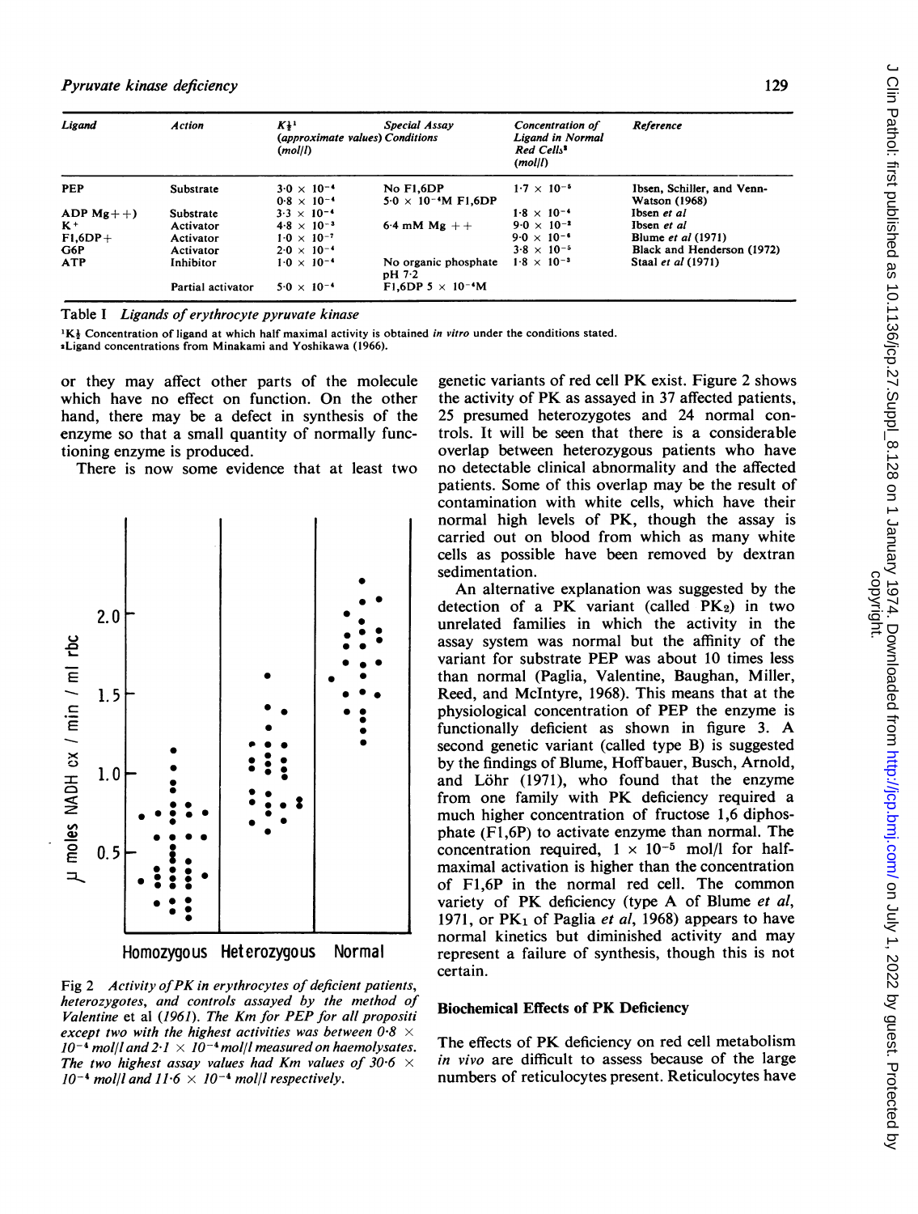| Ligand | Action | $K_{\frac{1}{2}}$[1] (approximate values) (mol/l) | Special Assay Conditions | Concentration of Ligand in Normal Red Cells[2] (mol/l) | Reference |
|---|---|---|---|---|---|
| PEP | Substrate | $3.0 \times 10^{-4}$ | No F1,6DP | $1.7 \times 10^{-5}$ | Ibsen, Schiller, and Venn-Watson (1968) |
| | | $0.8 \times 10^{-4}$ | $5.0 \times 10^{-6}$M F1,6DP | | |
| ADP $Mg^{++}$) | Substrate | $3.3 \times 10^{-4}$ | | $1.8 \times 10^{-4}$ | Ibsen *et al* |
| $K^+$ | Activator | $4.8 \times 10^{-3}$ | 6.4 mM $Mg^{++}$ | $9.0 \times 10^{-2}$ | Ibsen *et al* |
| F1,6DP+ | Activator | $1.0 \times 10^{-7}$ | | $9.0 \times 10^{-6}$ | Blume *et al* (1971) |
| G6P | Activator | $2.0 \times 10^{-4}$ | | $3.8 \times 10^{-5}$ | Black and Henderson (1972) |
| ATP | Inhibitor | $1.0 \times 10^{-4}$ | No organic phosphate pH 7.2 | $1.8 \times 10^{-3}$ | Staal *et al* (1971) |
| | Partial activator | $5.0 \times 10^{-4}$ | F1,6DP $5 \times 10^{-4}$M | | |

Table I *Ligands of erythrocyte pyruvate kinase*

[1]$K_{\frac{1}{2}}$ Concentration of ligand at which half maximal activity is obtained *in vitro* under the conditions stated.
[2]Ligand concentrations from Minakami and Yoshikawa (1966).

or they may affect other parts of the molecule which have no effect on function. On the other hand, there may be a defect in synthesis of the enzyme so that a small quantity of normally functioning enzyme is produced.

There is now some evidence that at least two genetic variants of red cell PK exist. Figure 2 shows the activity of PK as assayed in 37 affected patients, 25 presumed heterozygotes and 24 normal controls. It will be seen that there is a considerable overlap between heterozygous patients who have no detectable clinical abnormality and the affected patients. Some of this overlap may be the result of contamination with white cells, which have their normal high levels of PK, though the assay is carried out on blood from which as many white cells as possible have been removed by dextran sedimentation.

Fig 2 *Activity of PK in erythrocytes of deficient patients, heterozygotes, and controls assayed by the method of Valentine* et al *(1961). The Km for PEP for all propositi except two with the highest activities was between $0.8 \times 10^{-4}$ mol/l and $2.1 \times 10^{-4}$ mol/l measured on haemolysates. The two highest assay values had Km values of $30.6 \times 10^{-4}$ mol/l and $11.6 \times 10^{-4}$ mol/l respectively.*

An alternative explanation was suggested by the detection of a PK variant (called $PK_2$) in two unrelated families in which the activity in the assay system was normal but the affinity of the variant for substrate PEP was about 10 times less than normal (Paglia, Valentine, Baughan, Miller, Reed, and McIntyre, 1968). This means that at the physiological concentration of PEP the enzyme is functionally deficient as shown in figure 3. A second genetic variant (called type B) is suggested by the findings of Blume, Hoffbauer, Busch, Arnold, and Löhr (1971), who found that the enzyme from one family with PK deficiency required a much higher concentration of fructose 1,6 diphosphate (F1,6P) to activate enzyme than normal. The concentration required, $1 \times 10^{-5}$ mol/l for half-maximal activation is higher than the concentration of F1,6P in the normal red cell. The common variety of PK deficiency (type A of Blume *et al*, 1971, or $PK_1$ of Paglia *et al*, 1968) appears to have normal kinetics but diminished activity and may represent a failure of synthesis, though this is not certain.

## Biochemical Effects of PK Deficiency

The effects of PK deficiency on red cell metabolism *in vivo* are difficult to assess because of the large numbers of reticulocytes present. Reticulocytes have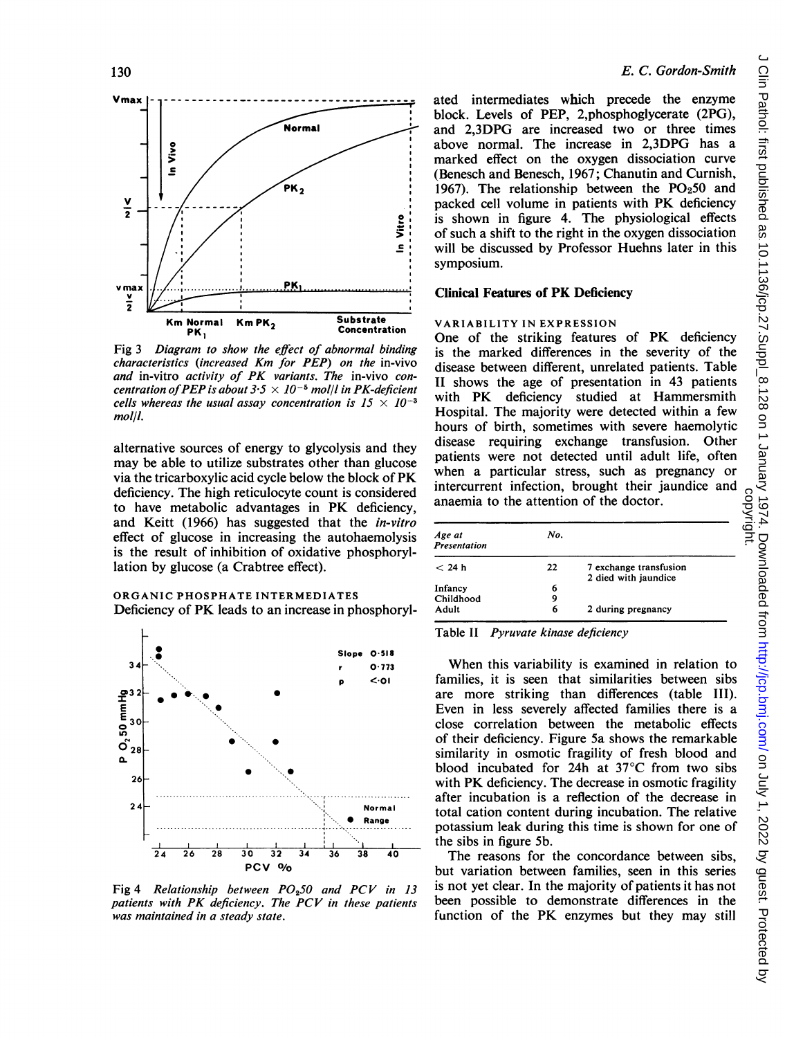Fig 3 *Diagram to show the effect of abnormal binding characteristics (increased Km for PEP) on the* in-vivo *and* in-vitro *activity of PK variants. The* in-vivo *concentration of PEP is about $3 \cdot 5 \times 10^{-5}$ mol/l in PK-deficient cells whereas the usual assay concentration is $15 \times 10^{-3}$ mol/l.*

alternative sources of energy to glycolysis and they may be able to utilize substrates other than glucose via the tricarboxylic acid cycle below the block of PK deficiency. The high reticulocyte count is considered to have metabolic advantages in PK deficiency, and Keitt (1966) has suggested that the *in-vitro* effect of glucose in increasing the autohaemolysis is the result of inhibition of oxidative phosphorylation by glucose (a Crabtree effect).

### ORGANIC PHOSPHATE INTERMEDIATES

Deficiency of PK leads to an increase in phosphorylated intermediates which precede the enzyme block. Levels of PEP, 2,phosphoglycerate (2PG), and 2,3DPG are increased two or three times above normal. The increase in 2,3DPG has a marked effect on the oxygen dissociation curve (Benesch and Benesch, 1967; Chanutin and Curnish, 1967). The relationship between the $PO_250$ and packed cell volume in patients with PK deficiency is shown in figure 4. The physiological effects of such a shift to the right in the oxygen dissociation will be discussed by Professor Huehns later in this symposium.

Fig 4 *Relationship between $PO_250$ and PCV in 13 patients with PK deficiency. The PCV in these patients was maintained in a steady state.*

## Clinical Features of PK Deficiency

### VARIABILITY IN EXPRESSION

One of the striking features of PK deficiency is the marked differences in the severity of the disease between different, unrelated patients. Table II shows the age of presentation in 43 patients with PK deficiency studied at Hammersmith Hospital. The majority were detected within a few hours of birth, sometimes with severe haemolytic disease requiring exchange transfusion. Other patients were not detected until adult life, often when a particular stress, such as pregnancy or intercurrent infection, brought their jaundice and anaemia to the attention of the doctor.

| Age at Presentation | No. | |
|---|---|---|
| < 24 h | 22 | 7 exchange transfusion<br>2 died with jaundice |
| Infancy | 6 | |
| Childhood | 9 | |
| Adult | 6 | 2 during pregnancy |

Table II *Pyruvate kinase deficiency*

When this variability is examined in relation to families, it is seen that similarities between sibs are more striking than differences (table III). Even in less severely affected families there is a close correlation between the metabolic effects of their deficiency. Figure 5a shows the remarkable similarity in osmotic fragility of fresh blood and blood incubated for 24h at 37°C from two sibs with PK deficiency. The decrease in osmotic fragility after incubation is a reflection of the decrease in total cation content during incubation. The relative potassium leak during this time is shown for one of the sibs in figure 5b.

The reasons for the concordance between sibs, but variation between families, seen in this series is not yet clear. In the majority of patients it has not been possible to demonstrate differences in the function of the PK enzymes but they may still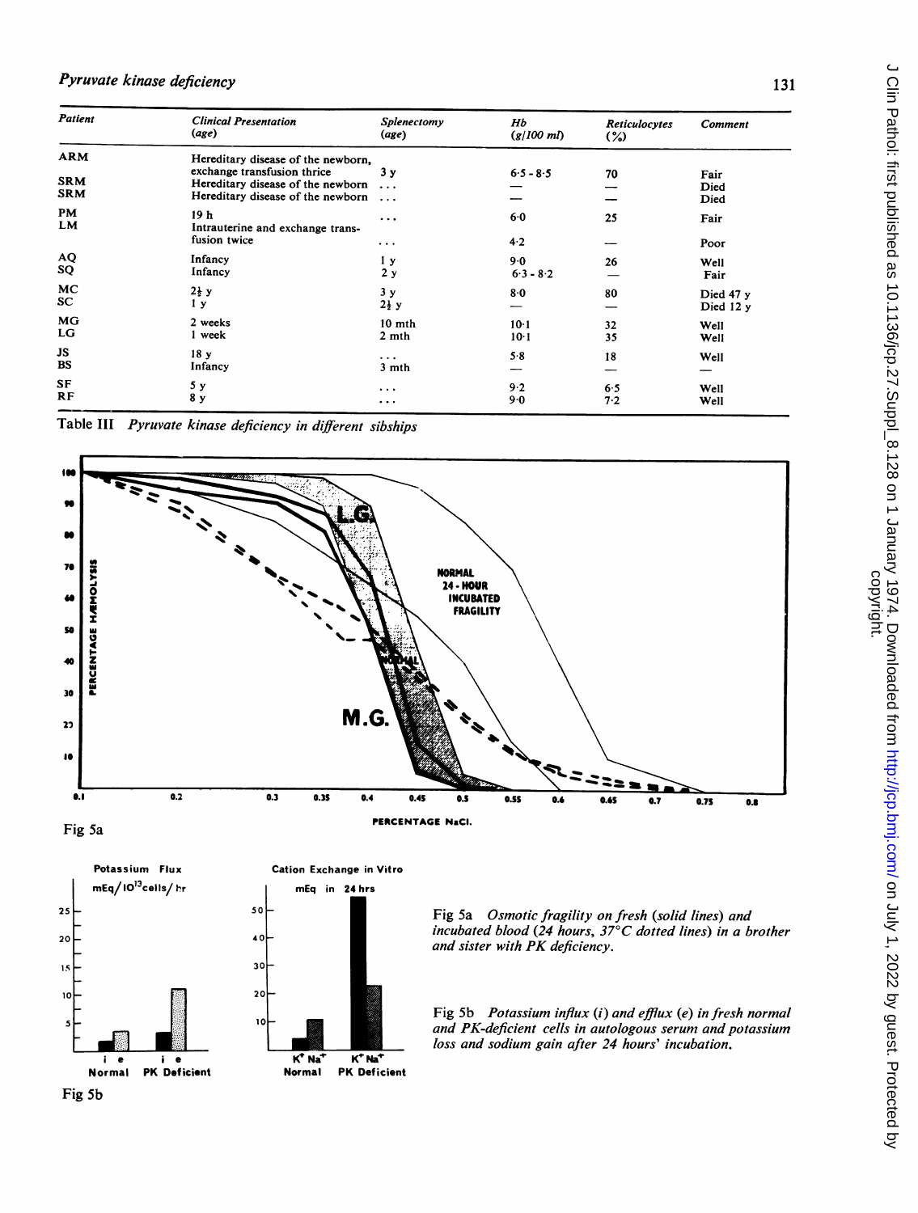| Patient | Clinical Presentation (age) | Splenectomy (age) | Hb (g/100 ml) | Reticulocytes (%) | Comment |
|---|---|---|---|---|---|
| ARM | Hereditary disease of the newborn, exchange transfusion thrice | 3 y | 6·5 - 8·5 | 70 | Fair |
| SRM | Hereditary disease of the newborn | ... | — | — | Died |
| SRM | Hereditary disease of the newborn | ... | — | — | Died |
| PM | 19 h | ... | 6·0 | 25 | Fair |
| LM | Intrauterine and exchange transfusion twice | ... | 4·2 | — | Poor |
| AQ | Infancy | 1 y | 9·0 | 26 | Well |
| SQ | Infancy | 2 y | 6·3 - 8·2 | — | Fair |
| MC | 2½ y | 3 y | 8·0 | 80 | Died 47 y |
| SC | 1 y | 2½ y | — | — | Died 12 y |
| MG | 2 weeks | 10 mth | 10·1 | 32 | Well |
| LG | 1 week | 2 mth | 10·1 | 35 | Well |
| JS | 18 y | ... | 5·8 | 18 | Well |
| BS | Infancy | 3 mth | — | — | — |
| SF | 5 y | ... | 9·2 | 6·5 | Well |
| RF | 8 y | ... | 9·0 | 7·2 | Well |

Table III *Pyruvate kinase deficiency in different sibships*

Fig 5a *Osmotic fragility on fresh (solid lines) and incubated blood (24 hours, 37°C dotted lines) in a brother and sister with PK deficiency.*

Fig 5b *Potassium influx (i) and efflux (e) in fresh normal and PK-deficient cells in autologous serum and potassium loss and sodium gain after 24 hours' incubation.*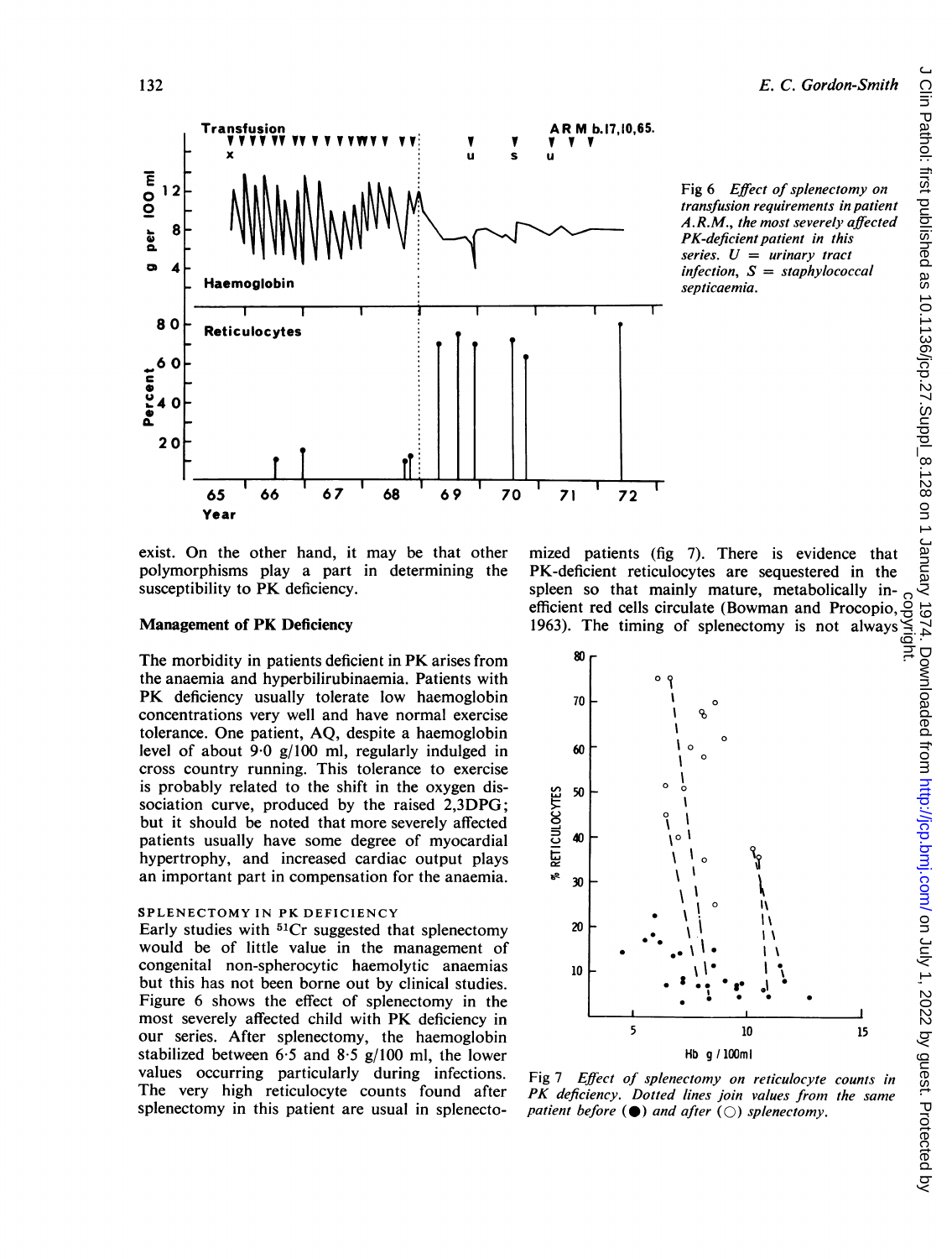Fig 6 *Effect of splenectomy on transfusion requirements in patient A.R.M., the most severely affected PK-deficient patient in this series. U = urinary tract infection, S = staphylococcal septicaemia.*

exist. On the other hand, it may be that other polymorphisms play a part in determining the susceptibility to PK deficiency.

## Management of PK Deficiency

The morbidity in patients deficient in PK arises from the anaemia and hyperbilirubinaemia. Patients with PK deficiency usually tolerate low haemoglobin concentrations very well and have normal exercise tolerance. One patient, AQ, despite a haemoglobin level of about 9·0 g/100 ml, regularly indulged in cross country running. This tolerance to exercise is probably related to the shift in the oxygen dissociation curve, produced by the raised 2,3DPG; but it should be noted that more severely affected patients usually have some degree of myocardial hypertrophy, and increased cardiac output plays an important part in compensation for the anaemia.

### SPLENECTOMY IN PK DEFICIENCY

Early studies with $^{51}Cr$ suggested that splenectomy would be of little value in the management of congenital non-spherocytic haemolytic anaemias but this has not been borne out by clinical studies. Figure 6 shows the effect of splenectomy in the most severely affected child with PK deficiency in our series. After splenectomy, the haemoglobin stabilized between 6·5 and 8·5 g/100 ml, the lower values occurring particularly during infections. The very high reticulocyte counts found after splenectomy in this patient are usual in splenectomized patients (fig 7). There is evidence that PK-deficient reticulocytes are sequestered in the spleen so that mainly mature, metabolically inefficient red cells circulate (Bowman and Procopio, 1963). The timing of splenectomy is not always

Fig 7 *Effect of splenectomy on reticulocyte counts in PK deficiency. Dotted lines join values from the same patient before (●) and after (○) splenectomy.*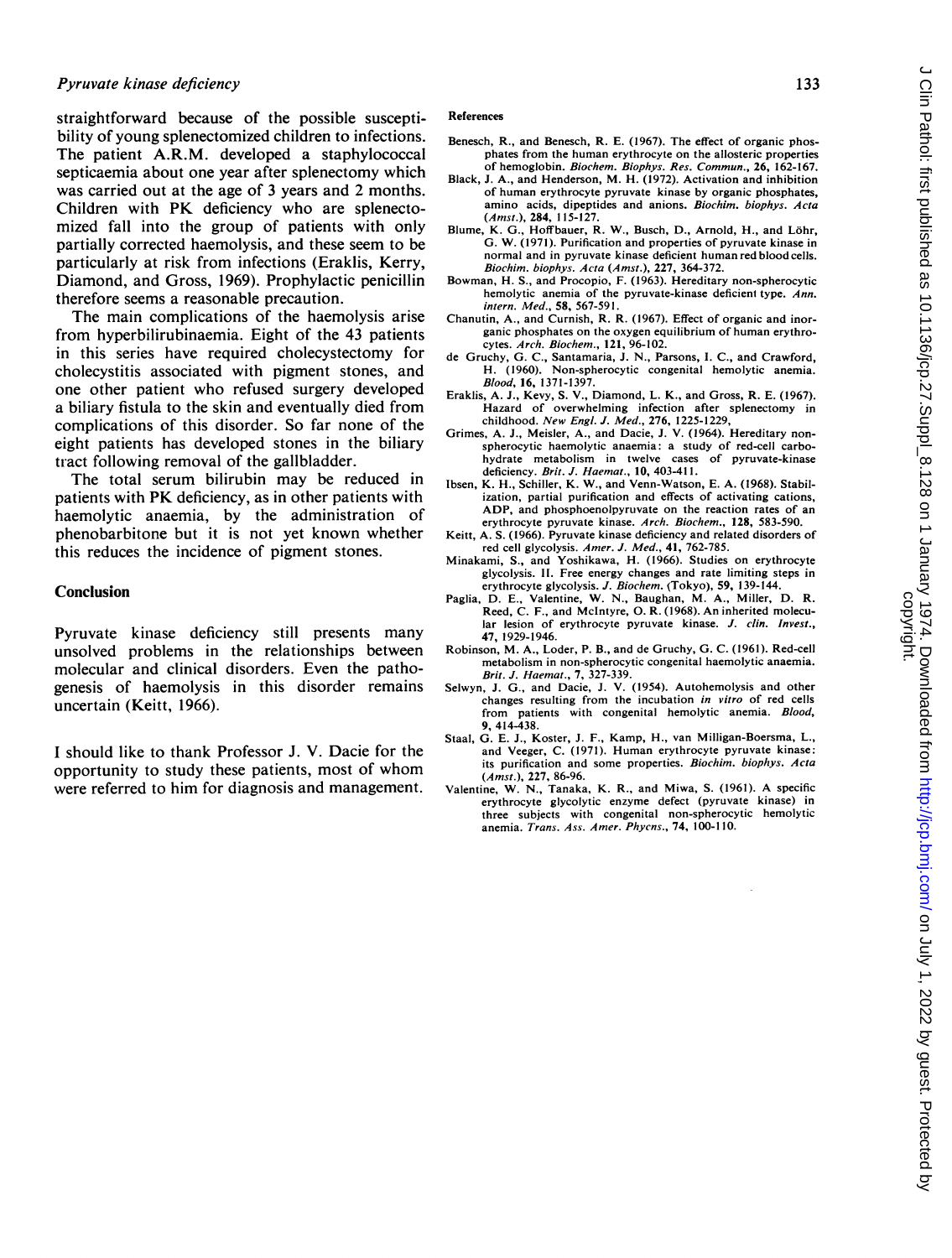straightforward because of the possible susceptibility of young splenectomized children to infections. The patient A.R.M. developed a staphylococcal septicaemia about one year after splenectomy which was carried out at the age of 3 years and 2 months. Children with PK deficiency who are splenectomized fall into the group of patients with only partially corrected haemolysis, and these seem to be particularly at risk from infections (Eraklis, Kerry, Diamond, and Gross, 1969). Prophylactic penicillin therefore seems a reasonable precaution.

The main complications of the haemolysis arise from hyperbilirubinaemia. Eight of the 43 patients in this series have required cholecystectomy for cholecystitis associated with pigment stones, and one other patient who refused surgery developed a biliary fistula to the skin and eventually died from complications of this disorder. So far none of the eight patients has developed stones in the biliary tract following removal of the gallbladder.

The total serum bilirubin may be reduced in patients with PK deficiency, as in other patients with haemolytic anaemia, by the administration of phenobarbitone but it is not yet known whether this reduces the incidence of pigment stones.

## Conclusion

Pyruvate kinase deficiency still presents many unsolved problems in the relationships between molecular and clinical disorders. Even the pathogenesis of haemolysis in this disorder remains uncertain (Keitt, 1966).

I should like to thank Professor J. V. Dacie for the opportunity to study these patients, most of whom were referred to him for diagnosis and management.

### References

Benesch, R., and Benesch, R. E. (1967). The effect of organic phosphates from the human erythrocyte on the allosteric properties of hemoglobin. *Biochem. Biophys. Res. Commun.*, **26**, 162-167.

Black, J. A., and Henderson, M. H. (1972). Activation and inhibition of human erythrocyte pyruvate kinase by organic phosphates, amino acids, dipeptides and anions. *Biochim. biophys. Acta (Amst.)*, **284**, 115-127.

Blume, K. G., Hoffbauer, R. W., Busch, D., Arnold, H., and Löhr, G. W. (1971). Purification and properties of pyruvate kinase in normal and in pyruvate kinase deficient human red blood cells. *Biochim. biophys. Acta (Amst.)*, **227**, 364-372.

Bowman, H. S., and Procopio, F. (1963). Hereditary non-spherocytic hemolytic anemia of the pyruvate-kinase deficient type. *Ann. intern. Med.*, **58**, 567-591.

Chanutin, A., and Curnish, R. R. (1967). Effect of organic and inorganic phosphates on the oxygen equilibrium of human erythrocytes. *Arch. Biochem.*, **121**, 96-102.

de Gruchy, G. C., Santamaria, J. N., Parsons, I. C., and Crawford, H. (1960). Non-spherocytic congenital hemolytic anemia. *Blood*, **16**, 1371-1397.

Eraklis, A. J., Kevy, S. V., Diamond, L. K., and Gross, R. E. (1967). Hazard of overwhelming infection after splenectomy in childhood. *New Engl. J. Med.*, **276**, 1225-1229.

Grimes, A. J., Meisler, A., and Dacie, J. V. (1964). Hereditary non-spherocytic haemolytic anaemia: a study of red-cell carbohydrate metabolism in twelve cases of pyruvate-kinase deficiency. *Brit. J. Haemat.*, **10**, 403-411.

Ibsen, K. H., Schiller, K. W., and Venn-Watson, E. A. (1968). Stabilization, partial purification and effects of activating cations, ADP, and phosphoenolpyruvate on the reaction rates of an erythrocyte pyruvate kinase. *Arch. Biochem.*, **128**, 583-590.

Keitt, A. S. (1966). Pyruvate kinase deficiency and related disorders of red cell glycolysis. *Amer. J. Med.*, **41**, 762-785.

Minakami, S., and Yoshikawa, H. (1966). Studies on erythrocyte glycolysis. II. Free energy changes and rate limiting steps in erythrocyte glycolysis. *J. Biochem.* (Tokyo), **59**, 139-144.

Paglia, D. E., Valentine, W. N., Baughan, M. A., Miller, D. R. Reed, C. F., and McIntyre, O. R. (1968). An inherited molecular lesion of erythrocyte pyruvate kinase. *J. clin. Invest.*, **47**, 1929-1946.

Robinson, M. A., Loder, P. B., and de Gruchy, G. C. (1961). Red-cell metabolism in non-spherocytic congenital haemolytic anaemia. *Brit. J. Haemat.*, **7**, 327-339.

Selwyn, J. G., and Dacie, J. V. (1954). Autohemolysis and other changes resulting from the incubation *in vitro* of red cells from patients with congenital hemolytic anemia. *Blood*, **9**, 414-438.

Staal, G. E. J., Koster, J. F., Kamp, H., van Milligan-Boersma, L., and Veeger, C. (1971). Human erythrocyte pyruvate kinase: its purification and some properties. *Biochim. biophys. Acta (Amst.)*, **227**, 86-96.

Valentine, W. N., Tanaka, K. R., and Miwa, S. (1961). A specific erythrocyte glycolytic enzyme defect (pyruvate kinase) in three subjects with congenital non-spherocytic hemolytic anemia. *Trans. Ass. Amer. Phycns.*, **74**, 100-110.